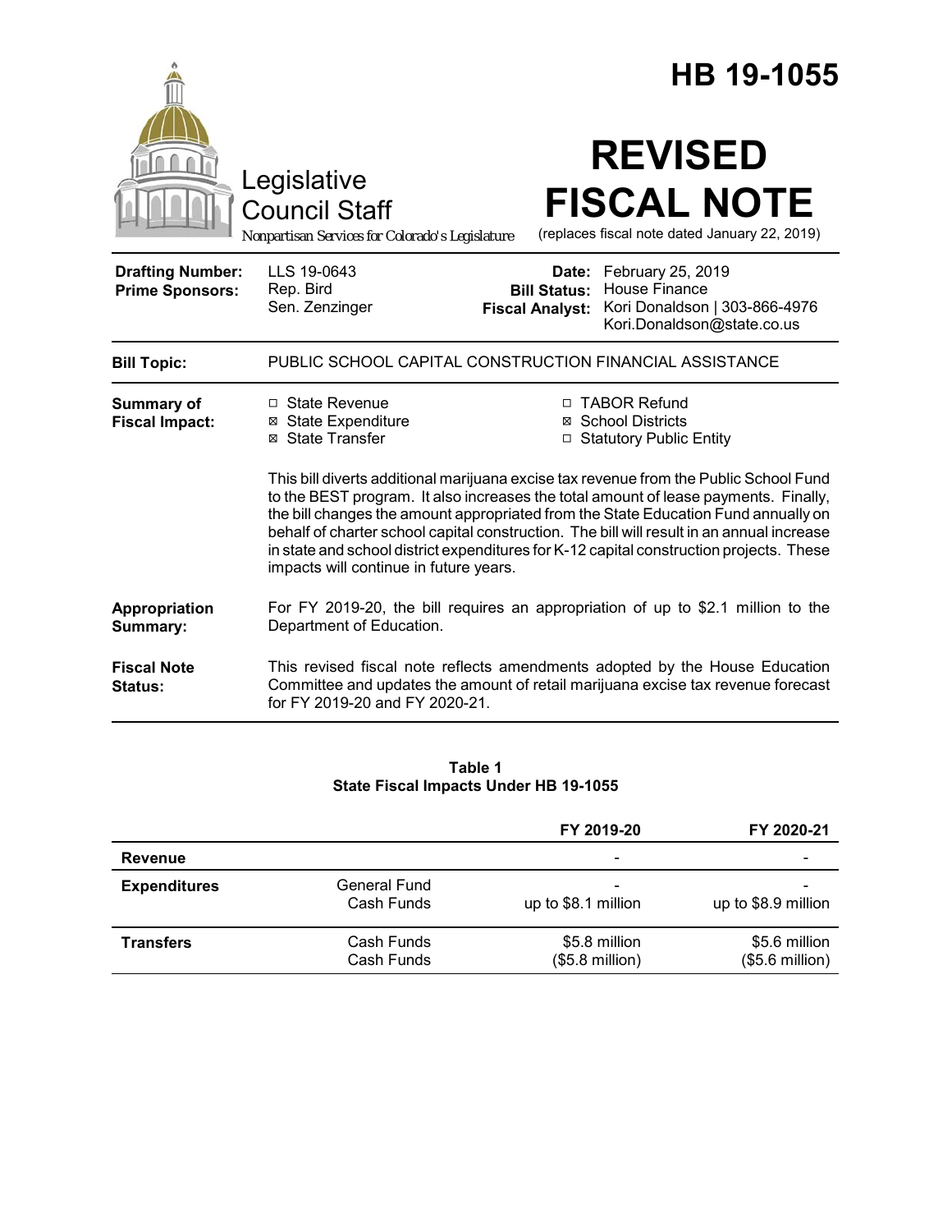# HB 19-1055

Legislative Council Staff

*Nonpartisan Services for Colorado's Legislature*

# REVISED FISCAL NOTE

(replaces fiscal note dated January 22, 2019)

| | | | |
|---|---|---|---|
| **Drafting Number:** | LLS 19-0643 | **Date:** | February 25, 2019 |
| **Prime Sponsors:** | Rep. Bird<br>Sen. Zenzinger | **Bill Status:** | House Finance |
| | | **Fiscal Analyst:** | Kori Donaldson \| 303-866-4976<br>Kori.Donaldson@state.co.us |

**Bill Topic:** PUBLIC SCHOOL CAPITAL CONSTRUCTION FINANCIAL ASSISTANCE

**Summary of Fiscal Impact:**

- ☐ State Revenue
- ☒ State Expenditure
- ☒ State Transfer
- ☐ TABOR Refund
- ☒ School Districts
- ☐ Statutory Public Entity

This bill diverts additional marijuana excise tax revenue from the Public School Fund to the BEST program. It also increases the total amount of lease payments. Finally, the bill changes the amount appropriated from the State Education Fund annually on behalf of charter school capital construction. The bill will result in an annual increase in state and school district expenditures for K-12 capital construction projects. These impacts will continue in future years.

**Appropriation Summary:** For FY 2019-20, the bill requires an appropriation of up to $2.1 million to the Department of Education.

**Fiscal Note Status:** This revised fiscal note reflects amendments adopted by the House Education Committee and updates the amount of retail marijuana excise tax revenue forecast for FY 2019-20 and FY 2020-21.

**Table 1**
**State Fiscal Impacts Under HB 19-1055**

| | | FY 2019-20 | FY 2020-21 |
|---|---|---|---|
| **Revenue** | | - | - |
| **Expenditures** | General Fund | - | - |
| | Cash Funds | up to $8.1 million | up to $8.9 million |
| **Transfers** | Cash Funds | $5.8 million | $5.6 million |
| | Cash Funds | ($5.8 million) | ($5.6 million) |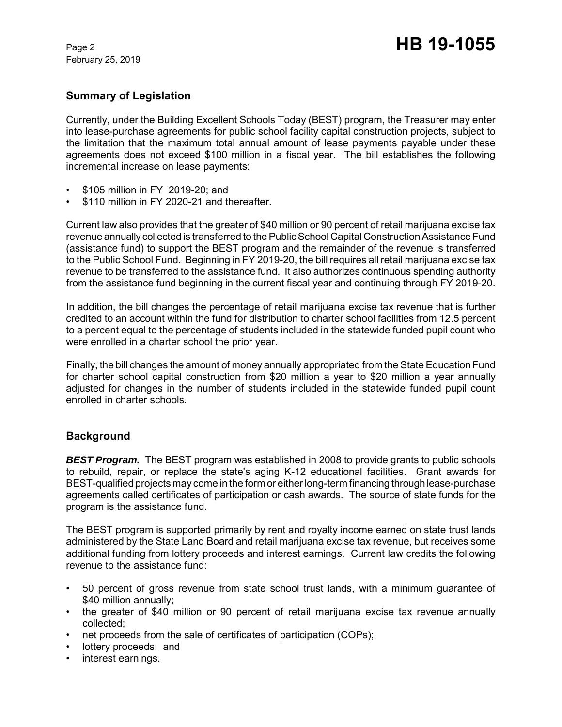## Summary of Legislation

Currently, under the Building Excellent Schools Today (BEST) program, the Treasurer may enter into lease-purchase agreements for public school facility capital construction projects, subject to the limitation that the maximum total annual amount of lease payments payable under these agreements does not exceed $100 million in a fiscal year. The bill establishes the following incremental increase on lease payments:

- $105 million in FY 2019-20; and
- $110 million in FY 2020-21 and thereafter.

Current law also provides that the greater of $40 million or 90 percent of retail marijuana excise tax revenue annually collected is transferred to the Public School Capital Construction Assistance Fund (assistance fund) to support the BEST program and the remainder of the revenue is transferred to the Public School Fund. Beginning in FY 2019-20, the bill requires all retail marijuana excise tax revenue to be transferred to the assistance fund. It also authorizes continuous spending authority from the assistance fund beginning in the current fiscal year and continuing through FY 2019-20.

In addition, the bill changes the percentage of retail marijuana excise tax revenue that is further credited to an account within the fund for distribution to charter school facilities from 12.5 percent to a percent equal to the percentage of students included in the statewide funded pupil count who were enrolled in a charter school the prior year.

Finally, the bill changes the amount of money annually appropriated from the State Education Fund for charter school capital construction from $20 million a year to $20 million a year annually adjusted for changes in the number of students included in the statewide funded pupil count enrolled in charter schools.

## Background

***BEST Program.*** The BEST program was established in 2008 to provide grants to public schools to rebuild, repair, or replace the state's aging K-12 educational facilities. Grant awards for BEST-qualified projects may come in the form or either long-term financing through lease-purchase agreements called certificates of participation or cash awards. The source of state funds for the program is the assistance fund.

The BEST program is supported primarily by rent and royalty income earned on state trust lands administered by the State Land Board and retail marijuana excise tax revenue, but receives some additional funding from lottery proceeds and interest earnings. Current law credits the following revenue to the assistance fund:

- 50 percent of gross revenue from state school trust lands, with a minimum guarantee of $40 million annually;
- the greater of $40 million or 90 percent of retail marijuana excise tax revenue annually collected;
- net proceeds from the sale of certificates of participation (COPs);
- lottery proceeds; and
- interest earnings.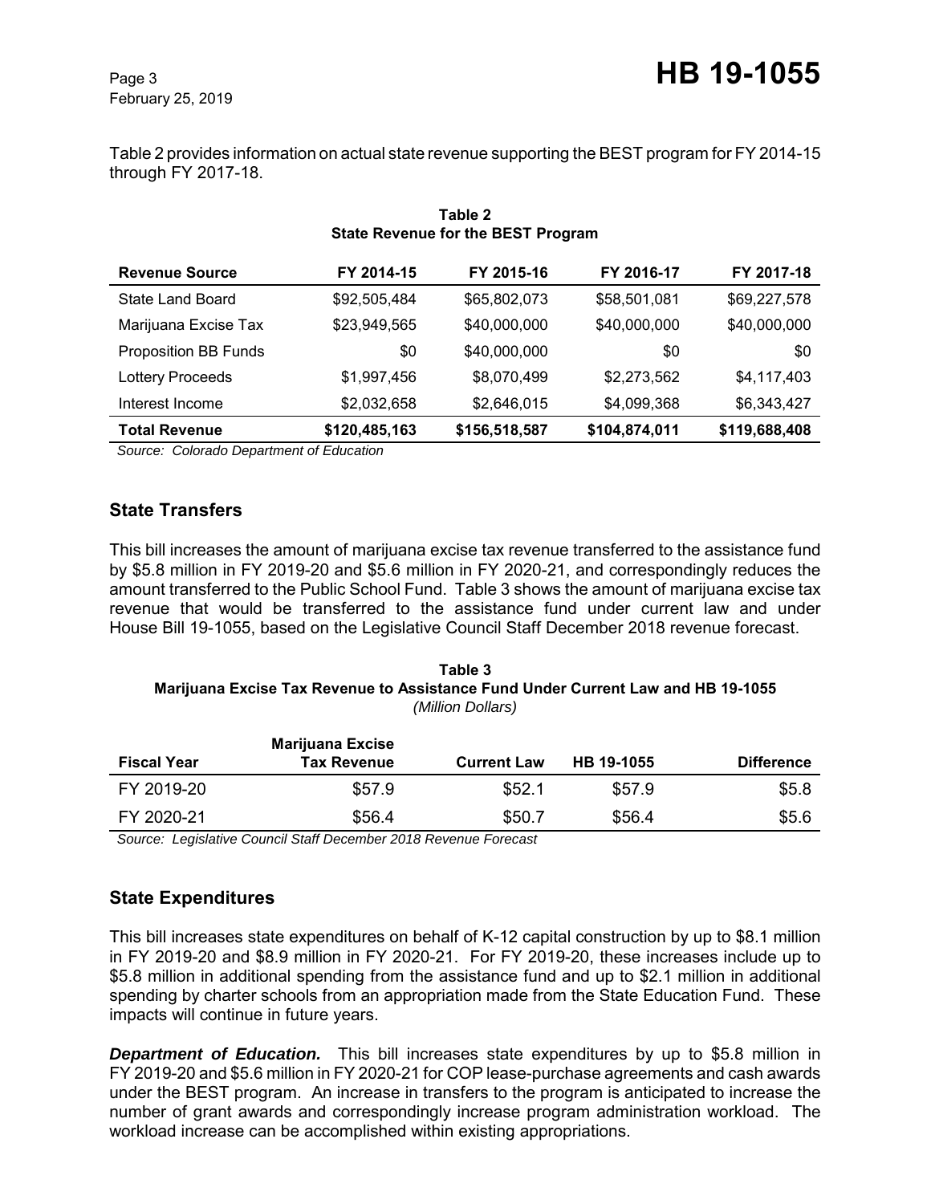Table 2 provides information on actual state revenue supporting the BEST program for FY 2014-15 through FY 2017-18.

**Table 2**
**State Revenue for the BEST Program**

| Revenue Source | FY 2014-15 | FY 2015-16 | FY 2016-17 | FY 2017-18 |
|---|---|---|---|---|
| State Land Board | $92,505,484 | $65,802,073 | $58,501,081 | $69,227,578 |
| Marijuana Excise Tax | $23,949,565 | $40,000,000 | $40,000,000 | $40,000,000 |
| Proposition BB Funds | $0 | $40,000,000 | $0 | $0 |
| Lottery Proceeds | $1,997,456 | $8,070,499 | $2,273,562 | $4,117,403 |
| Interest Income | $2,032,658 | $2,646,015 | $4,099,368 | $6,343,427 |
| **Total Revenue** | **$120,485,163** | **$156,518,587** | **$104,874,011** | **$119,688,408** |

*Source: Colorado Department of Education*

## State Transfers

This bill increases the amount of marijuana excise tax revenue transferred to the assistance fund by $5.8 million in FY 2019-20 and $5.6 million in FY 2020-21, and correspondingly reduces the amount transferred to the Public School Fund. Table 3 shows the amount of marijuana excise tax revenue that would be transferred to the assistance fund under current law and under House Bill 19-1055, based on the Legislative Council Staff December 2018 revenue forecast.

**Table 3**
**Marijuana Excise Tax Revenue to Assistance Fund Under Current Law and HB 19-1055**
*(Million Dollars)*

| Fiscal Year | Marijuana Excise Tax Revenue | Current Law | HB 19-1055 | Difference |
|---|---|---|---|---|
| FY 2019-20 | $57.9 | $52.1 | $57.9 | $5.8 |
| FY 2020-21 | $56.4 | $50.7 | $56.4 | $5.6 |

*Source: Legislative Council Staff December 2018 Revenue Forecast*

## State Expenditures

This bill increases state expenditures on behalf of K-12 capital construction by up to $8.1 million in FY 2019-20 and $8.9 million in FY 2020-21. For FY 2019-20, these increases include up to $5.8 million in additional spending from the assistance fund and up to $2.1 million in additional spending by charter schools from an appropriation made from the State Education Fund. These impacts will continue in future years.

***Department of Education.*** This bill increases state expenditures by up to $5.8 million in FY 2019-20 and $5.6 million in FY 2020-21 for COP lease-purchase agreements and cash awards under the BEST program. An increase in transfers to the program is anticipated to increase the number of grant awards and correspondingly increase program administration workload. The workload increase can be accomplished within existing appropriations.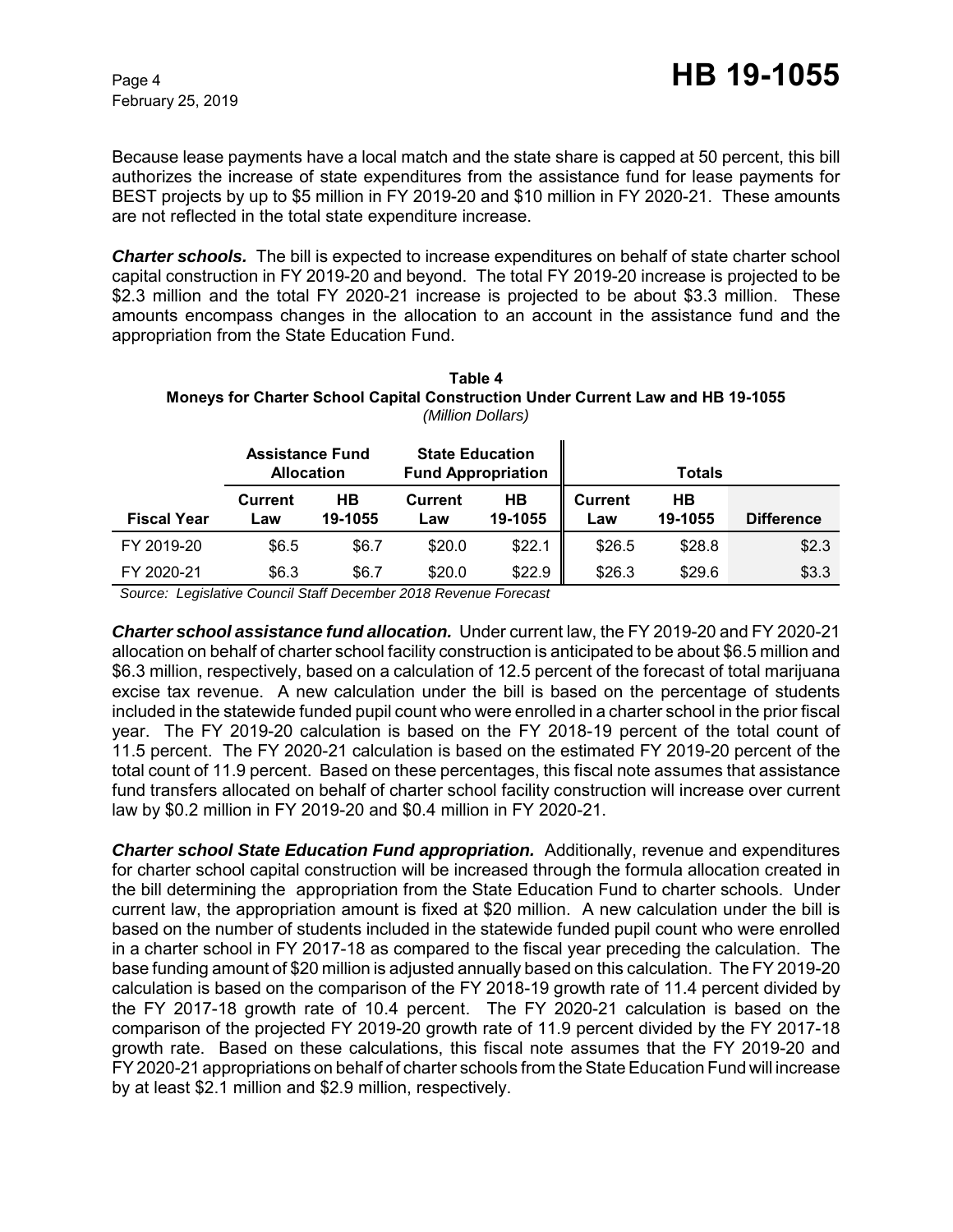Because lease payments have a local match and the state share is capped at 50 percent, this bill authorizes the increase of state expenditures from the assistance fund for lease payments for BEST projects by up to $5 million in FY 2019-20 and $10 million in FY 2020-21. These amounts are not reflected in the total state expenditure increase.

***Charter schools.*** The bill is expected to increase expenditures on behalf of state charter school capital construction in FY 2019-20 and beyond. The total FY 2019-20 increase is projected to be $2.3 million and the total FY 2020-21 increase is projected to be about $3.3 million. These amounts encompass changes in the allocation to an account in the assistance fund and the appropriation from the State Education Fund.

**Table 4**
**Moneys for Charter School Capital Construction Under Current Law and HB 19-1055**
*(Million Dollars)*

| | Assistance Fund Allocation | | State Education Fund Appropriation | | Totals | | |
|---|---|---|---|---|---|---|---|
| **Fiscal Year** | **Current Law** | **HB 19-1055** | **Current Law** | **HB 19-1055** | **Current Law** | **HB 19-1055** | **Difference** |
| FY 2019-20 | $6.5 | $6.7 | $20.0 | $22.1 | $26.5 | $28.8 | $2.3 |
| FY 2020-21 | $6.3 | $6.7 | $20.0 | $22.9 | $26.3 | $29.6 | $3.3 |

*Source: Legislative Council Staff December 2018 Revenue Forecast*

***Charter school assistance fund allocation.*** Under current law, the FY 2019-20 and FY 2020-21 allocation on behalf of charter school facility construction is anticipated to be about $6.5 million and $6.3 million, respectively, based on a calculation of 12.5 percent of the forecast of total marijuana excise tax revenue. A new calculation under the bill is based on the percentage of students included in the statewide funded pupil count who were enrolled in a charter school in the prior fiscal year. The FY 2019-20 calculation is based on the FY 2018-19 percent of the total count of 11.5 percent. The FY 2020-21 calculation is based on the estimated FY 2019-20 percent of the total count of 11.9 percent. Based on these percentages, this fiscal note assumes that assistance fund transfers allocated on behalf of charter school facility construction will increase over current law by $0.2 million in FY 2019-20 and $0.4 million in FY 2020-21.

***Charter school State Education Fund appropriation.*** Additionally, revenue and expenditures for charter school capital construction will be increased through the formula allocation created in the bill determining the appropriation from the State Education Fund to charter schools. Under current law, the appropriation amount is fixed at $20 million. A new calculation under the bill is based on the number of students included in the statewide funded pupil count who were enrolled in a charter school in FY 2017-18 as compared to the fiscal year preceding the calculation. The base funding amount of $20 million is adjusted annually based on this calculation. The FY 2019-20 calculation is based on the comparison of the FY 2018-19 growth rate of 11.4 percent divided by the FY 2017-18 growth rate of 10.4 percent. The FY 2020-21 calculation is based on the comparison of the projected FY 2019-20 growth rate of 11.9 percent divided by the FY 2017-18 growth rate. Based on these calculations, this fiscal note assumes that the FY 2019-20 and FY 2020-21 appropriations on behalf of charter schools from the State Education Fund will increase by at least $2.1 million and $2.9 million, respectively.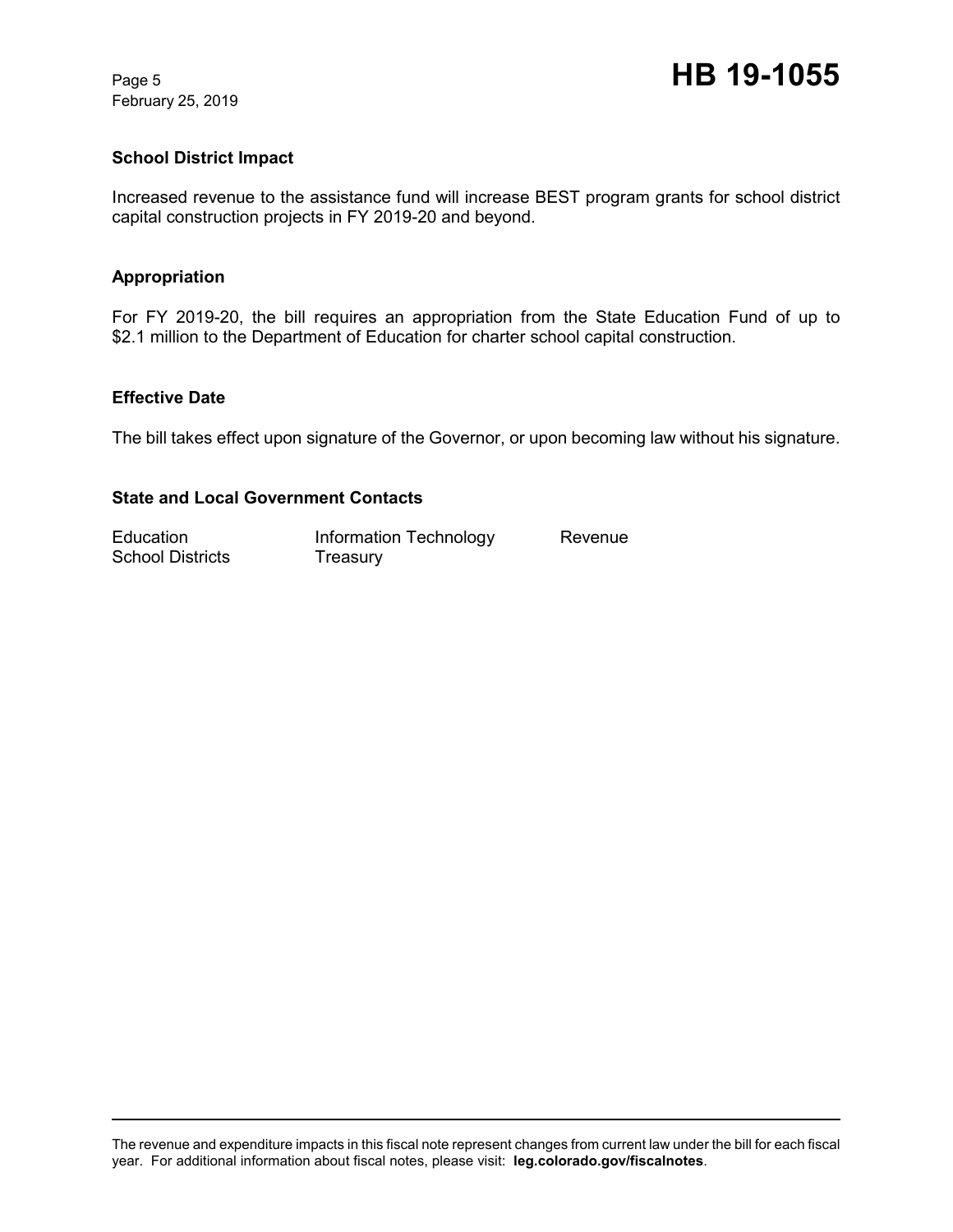### School District Impact

Increased revenue to the assistance fund will increase BEST program grants for school district capital construction projects in FY 2019-20 and beyond.

### Appropriation

For FY 2019-20, the bill requires an appropriation from the State Education Fund of up to $2.1 million to the Department of Education for charter school capital construction.

### Effective Date

The bill takes effect upon signature of the Governor, or upon becoming law without his signature.

### State and Local Government Contacts

| | | |
|---|---|---|
| Education | Information Technology | Revenue |
| School Districts | Treasury | |

The revenue and expenditure impacts in this fiscal note represent changes from current law under the bill for each fiscal year. For additional information about fiscal notes, please visit: **leg.colorado.gov/fiscalnotes**.